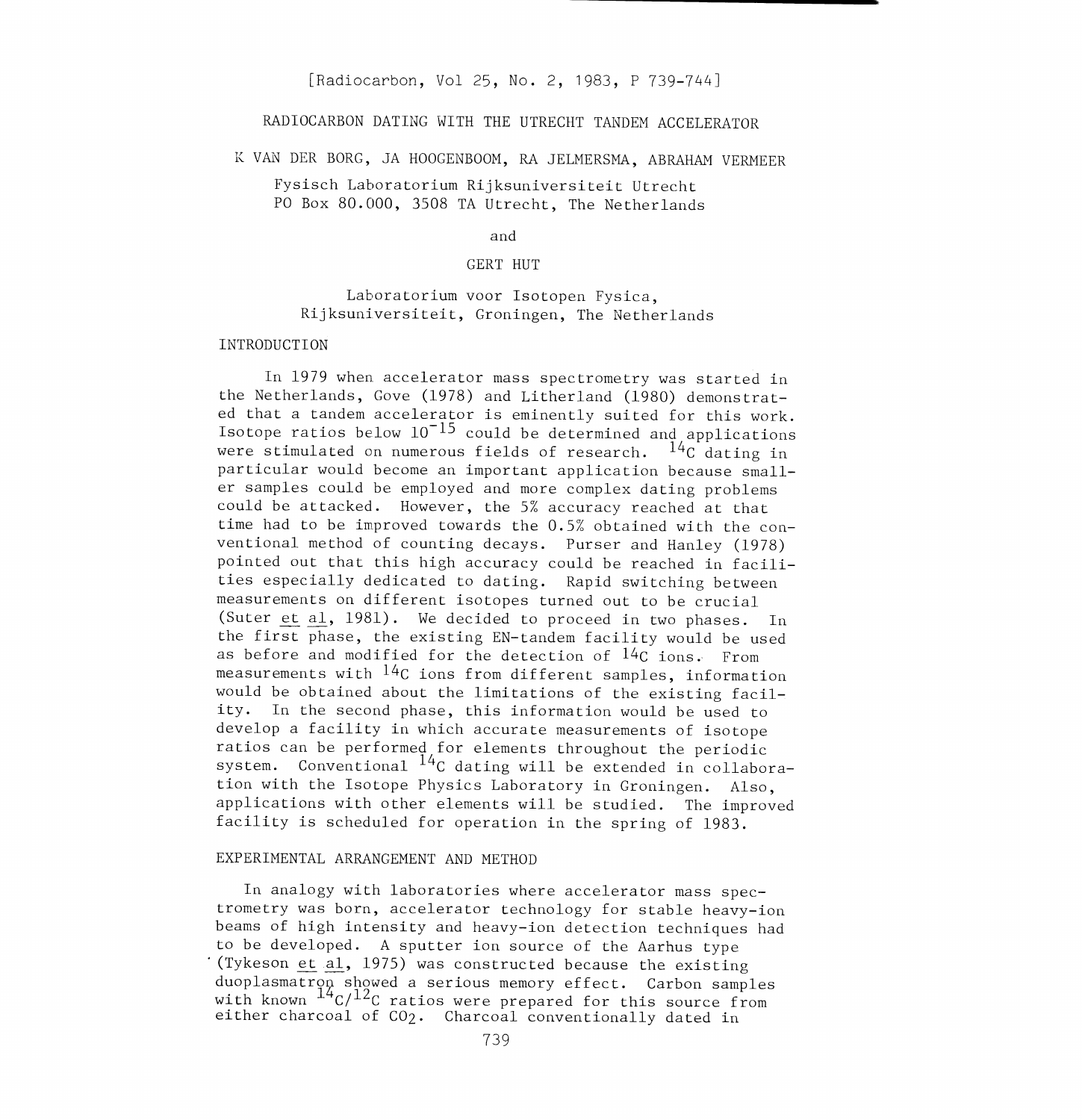[Radiocarbon, Vol 25, No. 2, 1983, P 739-744]

# RADIOCARBON DATING WITH THE UTRECHT TANDEM ACCELERATOR

K VAN DER BORG, JA HOOGENBOOM, RA JELMERSMA, ABRAHAM VERMEER

Fysisch Laboratorium Rijksuniversiteit Utrecht
PO Box 80.000, 3508 TA Utrecht, The Netherlands

and

GERT HUT

Laboratorium voor Isotopen Fysica,
Rijksuniversiteit, Groningen, The Netherlands

## INTRODUCTION

In 1979 when accelerator mass spectrometry was started in the Netherlands, Gove (1978) and Litherland (1980) demonstrated that a tandem accelerator is eminently suited for this work. Isotope ratios below $10^{-15}$ could be determined and applications were stimulated on numerous fields of research. $^{14}C$ dating in particular would become an important application because smaller samples could be employed and more complex dating problems could be attacked. However, the 5% accuracy reached at that time had to be improved towards the 0.5% obtained with the conventional method of counting decays. Purser and Hanley (1978) pointed out that this high accuracy could be reached in facilities especially dedicated to dating. Rapid switching between measurements on different isotopes turned out to be crucial (Suter et al, 1981). We decided to proceed in two phases. In the first phase, the existing EN-tandem facility would be used as before and modified for the detection of $^{14}C$ ions. From measurements with $^{14}C$ ions from different samples, information would be obtained about the limitations of the existing facility. In the second phase, this information would be used to develop a facility in which accurate measurements of isotope ratios can be performed for elements throughout the periodic system. Conventional $^{14}C$ dating will be extended in collaboration with the Isotope Physics Laboratory in Groningen. Also, applications with other elements will be studied. The improved facility is scheduled for operation in the spring of 1983.

## EXPERIMENTAL ARRANGEMENT AND METHOD

In analogy with laboratories where accelerator mass spectrometry was born, accelerator technology for stable heavy-ion beams of high intensity and heavy-ion detection techniques had to be developed. A sputter ion source of the Aarhus type (Tykeson et al, 1975) was constructed because the existing duoplasmatron showed a serious memory effect. Carbon samples with known $^{14}C/^{12}C$ ratios were prepared for this source from either charcoal of $CO_2$. Charcoal conventionally dated in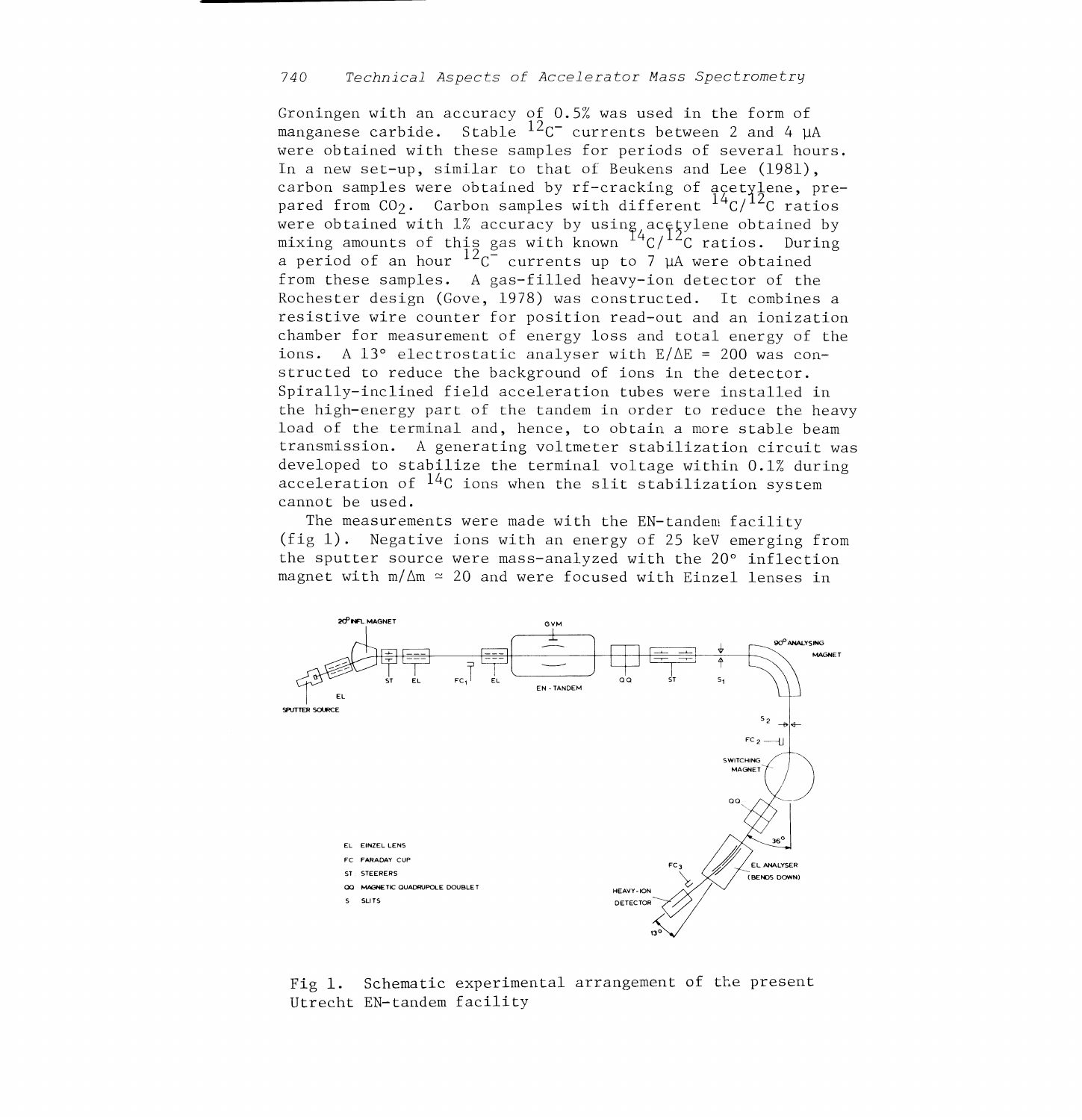Groningen with an accuracy of 0.5% was used in the form of manganese carbide. Stable $^{12}C^-$ currents between 2 and 4 μA were obtained with these samples for periods of several hours. In a new set-up, similar to that of Beukens and Lee (1981), carbon samples were obtained by rf-cracking of acetylene, prepared from $CO_2$. Carbon samples with different $^{14}C/^{12}C$ ratios were obtained with 1% accuracy by using acetylene obtained by mixing amounts of this gas with known $^{14}C/^{12}C$ ratios. During a period of an hour $^{12}C^-$ currents up to 7 μA were obtained from these samples. A gas-filled heavy-ion detector of the Rochester design (Gove, 1978) was constructed. It combines a resistive wire counter for position read-out and an ionization chamber for measurement of energy loss and total energy of the ions. A 13° electrostatic analyser with $E/\Delta E = 200$ was constructed to reduce the background of ions in the detector. Spirally-inclined field acceleration tubes were installed in the high-energy part of the tandem in order to reduce the heavy load of the terminal and, hence, to obtain a more stable beam transmission. A generating voltmeter stabilization circuit was developed to stabilize the terminal voltage within 0.1% during acceleration of $^{14}C$ ions when the slit stabilization system cannot be used.

The measurements were made with the EN-tandem facility (fig 1). Negative ions with an energy of 25 keV emerging from the sputter source were mass-analyzed with the 20° inflection magnet with $m/\Delta m \simeq 20$ and were focused with Einzel lenses in

Fig 1. Schematic experimental arrangement of the present Utrecht EN-tandem facility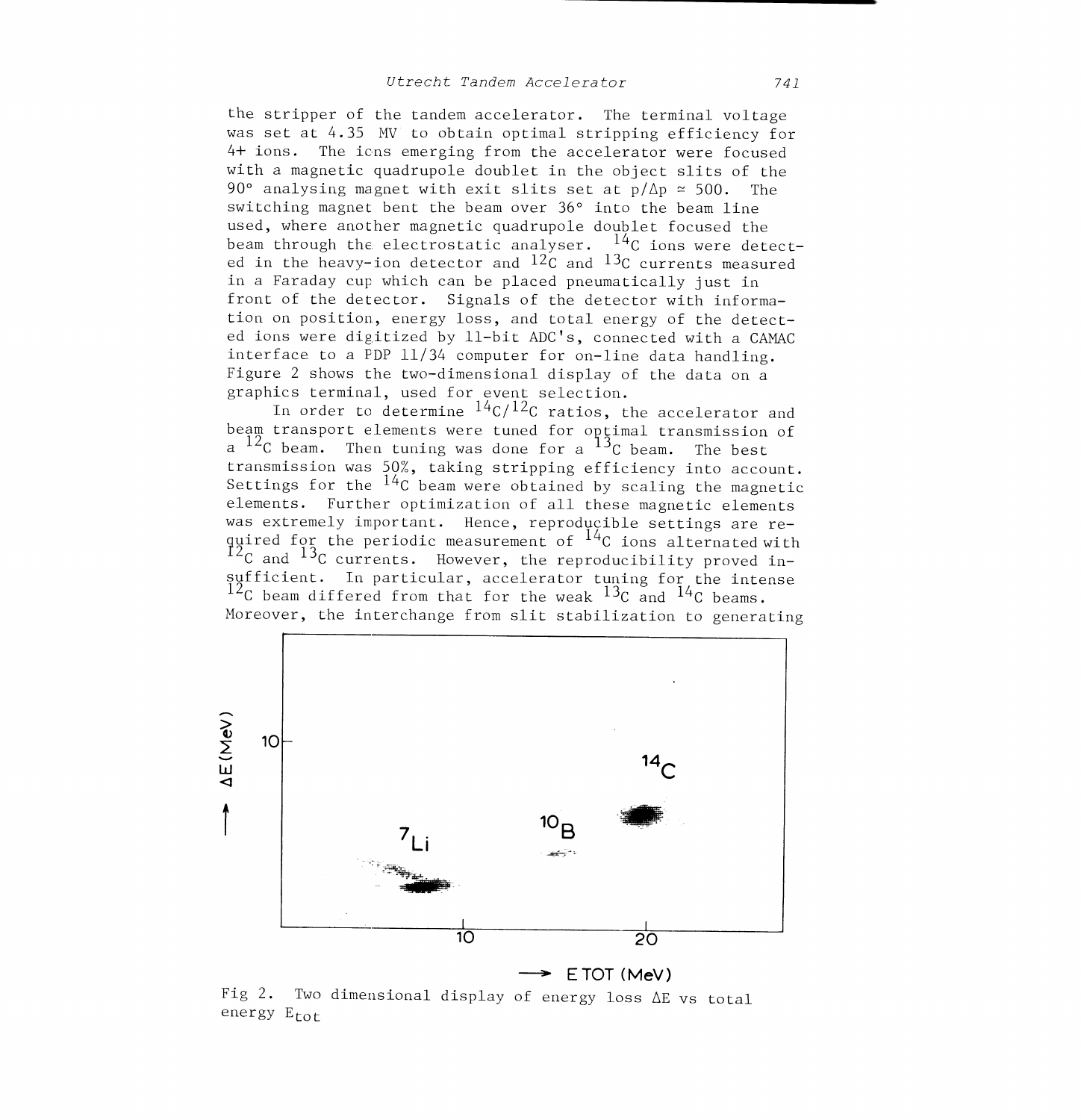the stripper of the tandem accelerator. The terminal voltage was set at 4.35 MV to obtain optimal stripping efficiency for 4+ ions. The ions emerging from the accelerator were focused with a magnetic quadrupole doublet in the object slits of the 90° analysing magnet with exit slits set at $p/\Delta p \simeq 500$. The switching magnet bent the beam over 36° into the beam line used, where another magnetic quadrupole doublet focused the beam through the electrostatic analyser. $^{14}C$ ions were detected in the heavy-ion detector and $^{12}C$ and $^{13}C$ currents measured in a Faraday cup which can be placed pneumatically just in front of the detector. Signals of the detector with information on position, energy loss, and total energy of the detected ions were digitized by 11-bit ADC's, connected with a CAMAC interface to a PDP 11/34 computer for on-line data handling. Figure 2 shows the two-dimensional display of the data on a graphics terminal, used for event selection.

In order to determine $^{14}C/^{12}C$ ratios, the accelerator and beam transport elements were tuned for optimal transmission of a $^{12}C$ beam. Then tuning was done for a $^{13}C$ beam. The best transmission was 50%, taking stripping efficiency into account. Settings for the $^{14}C$ beam were obtained by scaling the magnetic elements. Further optimization of all these magnetic elements was extremely important. Hence, reproducible settings are required for the periodic measurement of $^{14}C$ ions alternated with $^{12}C$ and $^{13}C$ currents. However, the reproducibility proved insufficient. In particular, accelerator tuning for the intense $^{12}C$ beam differed from that for the weak $^{13}C$ and $^{14}C$ beams. Moreover, the interchange from slit stabilization to generating

Fig 2. Two dimensional display of energy loss $\Delta E$ vs total energy $E_{tot}$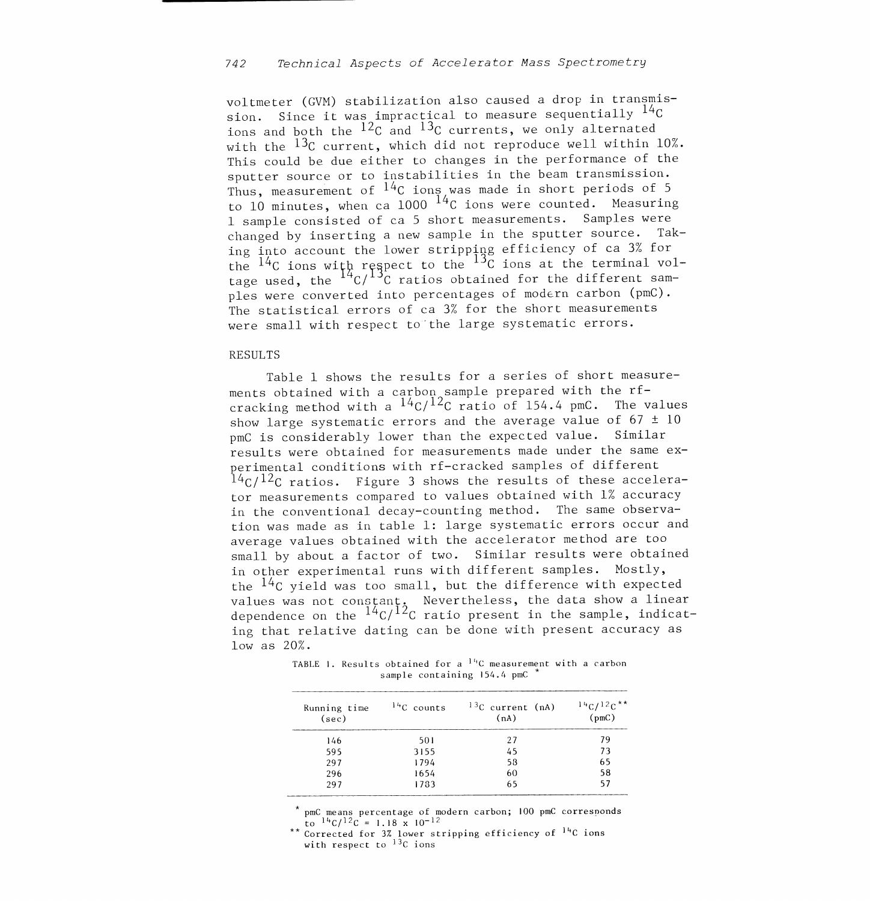voltmeter (GVM) stabilization also caused a drop in transmission. Since it was impractical to measure sequentially $^{14}C$ ions and both the $^{12}C$ and $^{13}C$ currents, we only alternated with the $^{13}C$ current, which did not reproduce well within 10%. This could be due either to changes in the performance of the sputter source or to instabilities in the beam transmission. Thus, measurement of $^{14}C$ ions was made in short periods of 5 to 10 minutes, when ca 1000 $^{14}C$ ions were counted. Measuring 1 sample consisted of ca 5 short measurements. Samples were changed by inserting a new sample in the sputter source. Taking into account the lower stripping efficiency of ca 3% for the $^{14}C$ ions with respect to the $^{13}C$ ions at the terminal voltage used, the $^{14}C/^{13}C$ ratios obtained for the different samples were converted into percentages of modern carbon (pmC). The statistical errors of ca 3% for the short measurements were small with respect to the large systematic errors.

## RESULTS

Table 1 shows the results for a series of short measurements obtained with a carbon sample prepared with the rf-cracking method with a $^{14}C/^{12}C$ ratio of 154.4 pmC. The values show large systematic errors and the average value of 67 ± 10 pmC is considerably lower than the expected value. Similar results were obtained for measurements made under the same experimental conditions with rf-cracked samples of different $^{14}C/^{12}C$ ratios. Figure 3 shows the results of these accelerator measurements compared to values obtained with 1% accuracy in the conventional decay-counting method. The same observation was made as in table 1: large systematic errors occur and average values obtained with the accelerator method are too small by about a factor of two. Similar results were obtained in other experimental runs with different samples. Mostly, the $^{14}C$ yield was too small, but the difference with expected values was not constant. Nevertheless, the data show a linear dependence on the $^{14}C/^{12}C$ ratio present in the sample, indicating that relative dating can be done with present accuracy as low as 20%.

TABLE 1. Results obtained for a $^{14}C$ measurement with a carbon sample containing 154.4 pmC *

| Running time (sec) | $^{14}C$ counts | $^{13}C$ current (nA) (nA) | $^{14}C/^{12}C$ ** (pmC) |
|---|---|---|---|
| 146 | 501 | 27 | 79 |
| 595 | 3155 | 45 | 73 |
| 297 | 1794 | 58 | 65 |
| 296 | 1654 | 60 | 58 |
| 297 | 1783 | 65 | 57 |

\* pmC means percentage of modern carbon; 100 pmC corresponds to $^{14}C/^{12}C = 1.18 \times 10^{-12}$

\*\* Corrected for 3% lower stripping efficiency of $^{14}C$ ions with respect to $^{13}C$ ions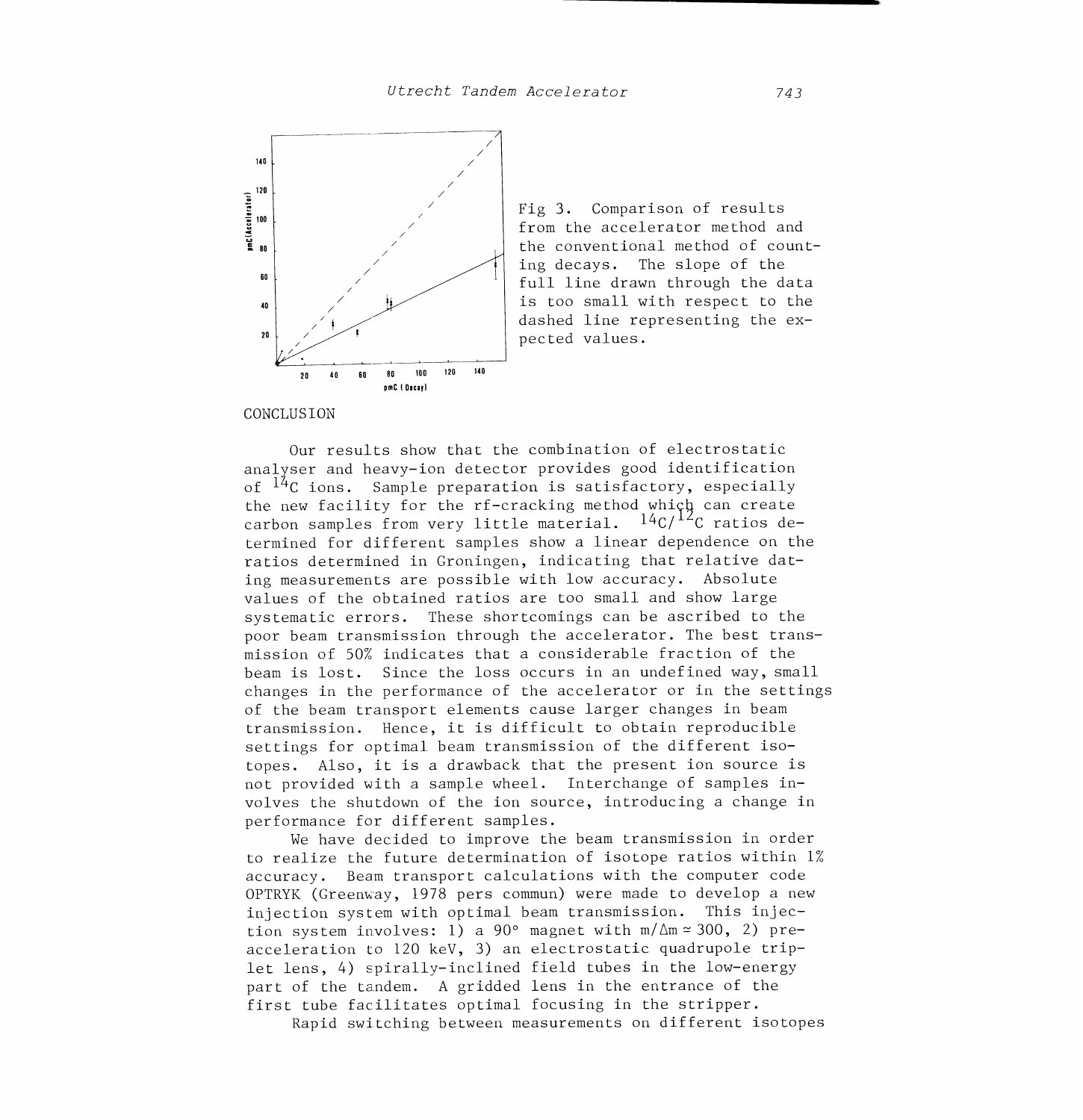Fig 3. Comparison of results from the accelerator method and the conventional method of counting decays. The slope of the full line drawn through the data is too small with respect to the dashed line representing the expected values.

## CONCLUSION

Our results show that the combination of electrostatic analyser and heavy-ion detector provides good identification of $^{14}C$ ions. Sample preparation is satisfactory, especially the new facility for the rf-cracking method which can create carbon samples from very little material. $^{14}C/^{12}C$ ratios determined for different samples show a linear dependence on the ratios determined in Groningen, indicating that relative dating measurements are possible with low accuracy. Absolute values of the obtained ratios are too small and show large systematic errors. These shortcomings can be ascribed to the poor beam transmission through the accelerator. The best transmission of 50% indicates that a considerable fraction of the beam is lost. Since the loss occurs in an undefined way, small changes in the performance of the accelerator or in the settings of the beam transport elements cause larger changes in beam transmission. Hence, it is difficult to obtain reproducible settings for optimal beam transmission of the different isotopes. Also, it is a drawback that the present ion source is not provided with a sample wheel. Interchange of samples involves the shutdown of the ion source, introducing a change in performance for different samples.

We have decided to improve the beam transmission in order to realize the future determination of isotope ratios within 1% accuracy. Beam transport calculations with the computer code OPTRYK (Greenway, 1978 pers commun) were made to develop a new injection system with optimal beam transmission. This injection system involves: 1) a 90° magnet with $m/\Delta m \simeq 300$, 2) preacceleration to 120 keV, 3) an electrostatic quadrupole triplet lens, 4) spirally-inclined field tubes in the low-energy part of the tandem. A gridded lens in the entrance of the first tube facilitates optimal focusing in the stripper.

Rapid switching between measurements on different isotopes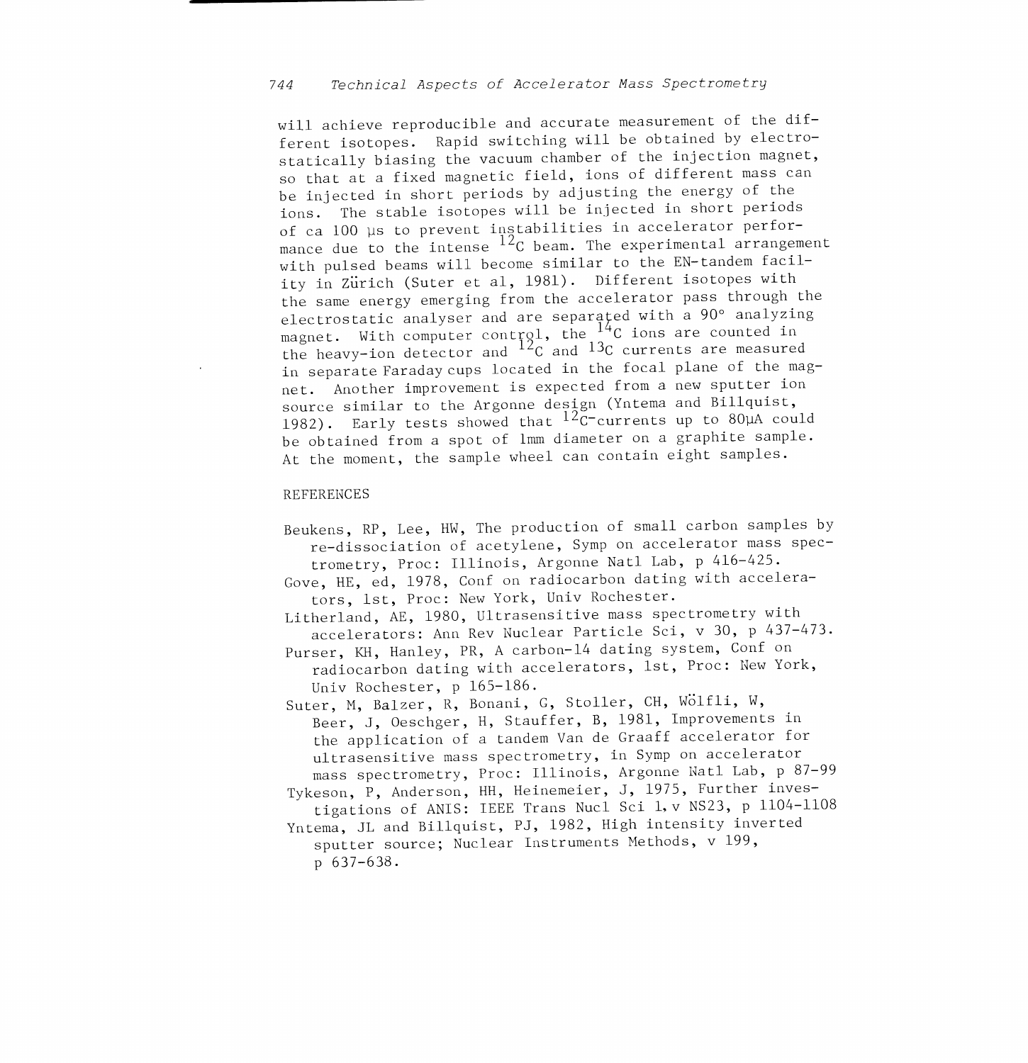will achieve reproducible and accurate measurement of the different isotopes. Rapid switching will be obtained by electrostatically biasing the vacuum chamber of the injection magnet, so that at a fixed magnetic field, ions of different mass can be injected in short periods by adjusting the energy of the ions. The stable isotopes will be injected in short periods of ca 100 μs to prevent instabilities in accelerator performance due to the intense $^{12}C$ beam. The experimental arrangement with pulsed beams will become similar to the EN-tandem facility in Zürich (Suter et al, 1981). Different isotopes with the same energy emerging from the accelerator pass through the electrostatic analyser and are separated with a 90° analyzing magnet. With computer control, the $^{14}C$ ions are counted in the heavy-ion detector and $^{12}C$ and $^{13}C$ currents are measured in separate Faraday cups located in the focal plane of the magnet. Another improvement is expected from a new sputter ion source similar to the Argonne design (Yntema and Billquist, 1982). Early tests showed that $^{12}C^-$-currents up to 80μA could be obtained from a spot of 1mm diameter on a graphite sample. At the moment, the sample wheel can contain eight samples.

## REFERENCES

Beukens, RP, Lee, HW, The production of small carbon samples by re-dissociation of acetylene, Symp on accelerator mass spectrometry, Proc: Illinois, Argonne Natl Lab, p 416-425.

Gove, HE, ed, 1978, Conf on radiocarbon dating with accelerators, 1st, Proc: New York, Univ Rochester.

Litherland, AE, 1980, Ultrasensitive mass spectrometry with accelerators: Ann Rev Nuclear Particle Sci, v 30, p 437-473.

Purser, KH, Hanley, PR, A carbon-14 dating system, Conf on radiocarbon dating with accelerators, 1st, Proc: New York, Univ Rochester, p 165-186.

Suter, M, Balzer, R, Bonani, G, Stoller, CH, Wölfli, W, Beer, J, Oeschger, H, Stauffer, B, 1981, Improvements in the application of a tandem Van de Graaff accelerator for ultrasensitive mass spectrometry, in Symp on accelerator mass spectrometry, Proc: Illinois, Argonne Natl Lab, p 87-99

Tykeson, P, Anderson, HH, Heinemeier, J, 1975, Further investigations of ANIS: IEEE Trans Nucl Sci 1, v NS23, p 1104-1108

Yntema, JL and Billquist, PJ, 1982, High intensity inverted sputter source; Nuclear Instruments Methods, v 199, p 637-638.